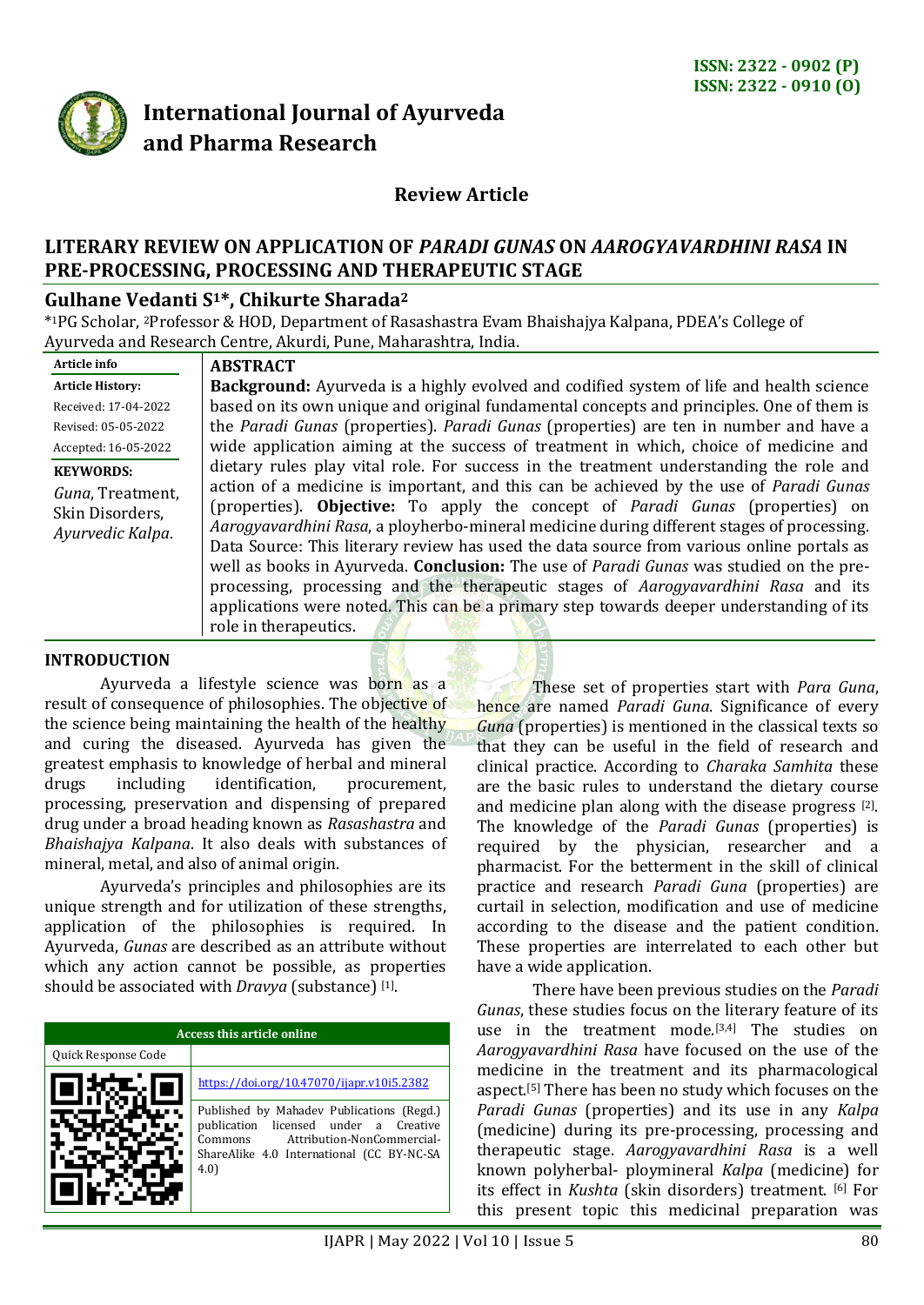ISSN: 2322 - 0902 (P)
ISSN: 2322 - 0910 (O)

# International Journal of Ayurveda and Pharma Research

**Review Article**

## LITERARY REVIEW ON APPLICATION OF *PARADI GUNAS* ON *AAROGYAVARDHINI RASA* IN PRE-PROCESSING, PROCESSING AND THERAPEUTIC STAGE

**Gulhane Vedanti S[1]*, Chikurte Sharada[2]**

*[1]PG Scholar, [2]Professor & HOD, Department of Rasashastra Evam Bhaishajya Kalpana, PDEA's College of Ayurveda and Research Centre, Akurdi, Pune, Maharashtra, India.

**Article info**

**Article History:**
Received: 17-04-2022
Revised: 05-05-2022
Accepted: 16-05-2022

**KEYWORDS:** *Guna*, Treatment, Skin Disorders, *Ayurvedic Kalpa*.

**ABSTRACT**

**Background:** Ayurveda is a highly evolved and codified system of life and health science based on its own unique and original fundamental concepts and principles. One of them is the *Paradi Gunas* (properties). *Paradi Gunas* (properties) are ten in number and have a wide application aiming at the success of treatment in which, choice of medicine and dietary rules play vital role. For success in the treatment understanding the role and action of a medicine is important, and this can be achieved by the use of *Paradi Gunas* (properties). **Objective:** To apply the concept of *Paradi Gunas* (properties) on *Aarogyavardhini Rasa*, a ployherbo-mineral medicine during different stages of processing. Data Source: This literary review has used the data source from various online portals as well as books in Ayurveda. **Conclusion:** The use of *Paradi Gunas* was studied on the pre-processing, processing and the therapeutic stages of *Aarogyavardhini Rasa* and its applications were noted. This can be a primary step towards deeper understanding of its role in therapeutics.

## INTRODUCTION

Ayurveda a lifestyle science was born as a result of consequence of philosophies. The objective of the science being maintaining the health of the healthy and curing the diseased. Ayurveda has given the greatest emphasis to knowledge of herbal and mineral drugs including identification, procurement, processing, preservation and dispensing of prepared drug under a broad heading known as *Rasashastra* and *Bhaishajya Kalpana*. It also deals with substances of mineral, metal, and also of animal origin.

Ayurveda's principles and philosophies are its unique strength and for utilization of these strengths, application of the philosophies is required. In Ayurveda, *Gunas* are described as an attribute without which any action cannot be possible, as properties should be associated with *Dravya* (substance) [1].

| Access this article online | |
|---|---|
| Quick Response Code | https://doi.org/10.47070/ijapr.v10i5.2382 |
| | Published by Mahadev Publications (Regd.) publication licensed under a Creative Commons Attribution-NonCommercial-ShareAlike 4.0 International (CC BY-NC-SA 4.0) |

These set of properties start with *Para Guna*, hence are named *Paradi Guna*. Significance of every *Guna* (properties) is mentioned in the classical texts so that they can be useful in the field of research and clinical practice. According to *Charaka Samhita* these are the basic rules to understand the dietary course and medicine plan along with the disease progress [2]. The knowledge of the *Paradi Gunas* (properties) is required by the physician, researcher and a pharmacist. For the betterment in the skill of clinical practice and research *Paradi Guna* (properties) are curtail in selection, modification and use of medicine according to the disease and the patient condition. These properties are interrelated to each other but have a wide application.

There have been previous studies on the *Paradi Gunas*, these studies focus on the literary feature of its use in the treatment mode.[3,4] The studies on *Aarogyavardhini Rasa* have focused on the use of the medicine in the treatment and its pharmacological aspect.[5] There has been no study which focuses on the *Paradi Gunas* (properties) and its use in any *Kalpa* (medicine) during its pre-processing, processing and therapeutic stage. *Aarogyavardhini Rasa* is a well known polyherbal- ploymineral *Kalpa* (medicine) for its effect in *Kushta* (skin disorders) treatment. [6] For this present topic this medicinal preparation was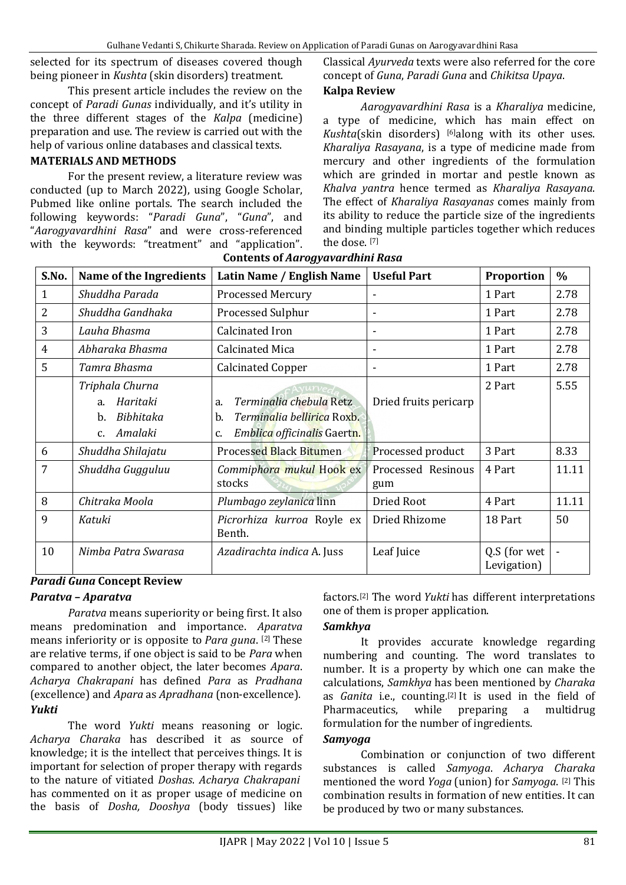selected for its spectrum of diseases covered though being pioneer in *Kushta* (skin disorders) treatment.

This present article includes the review on the concept of *Paradi Gunas* individually, and it's utility in the three different stages of the *Kalpa* (medicine) preparation and use. The review is carried out with the help of various online databases and classical texts.

## MATERIALS AND METHODS

For the present review, a literature review was conducted (up to March 2022), using Google Scholar, Pubmed like online portals. The search included the following keywords: "*Paradi Guna*", "*Guna*", and "*Aarogyavardhini Rasa*" and were cross-referenced with the keywords: "treatment" and "application". Classical *Ayurveda* texts were also referred for the core concept of *Guna*, *Paradi Guna* and *Chikitsa Upaya*.

### Kalpa Review

*Aarogyavardhini Rasa* is a *Kharaliya* medicine, a type of medicine, which has main effect on *Kushta*(skin disorders) [6]along with its other uses. *Kharaliya Rasayana*, is a type of medicine made from mercury and other ingredients of the formulation which are grinded in mortar and pestle known as *Khalva yantra* hence termed as *Kharaliya Rasayana*. The effect of *Kharaliya Rasayanas* comes mainly from its ability to reduce the particle size of the ingredients and binding multiple particles together which reduces the dose. [7]

**Contents of *Aarogyavardhini Rasa***

| S.No. | Name of the Ingredients | Latin Name / English Name | Useful Part | Proportion | % |
|---|---|---|---|---|---|
| 1 | *Shuddha Parada* | Processed Mercury | - | 1 Part | 2.78 |
| 2 | *Shuddha Gandhaka* | Processed Sulphur | - | 1 Part | 2.78 |
| 3 | *Lauha Bhasma* | Calcinated Iron | - | 1 Part | 2.78 |
| 4 | *Abharaka Bhasma* | Calcinated Mica | - | 1 Part | 2.78 |
| 5 | *Tamra Bhasma* | Calcinated Copper | - | 1 Part | 2.78 |
| | *Triphala Churna*<br>a. *Haritaki*<br>b. *Bibhitaka*<br>c. *Amalaki* | a. *Terminalia chebula* Retz<br>b. *Terminalia bellirica* Roxb.<br>c. *Emblica officinalis* Gaertn. | Dried fruits pericarp | 2 Part | 5.55 |
| 6 | *Shuddha Shilajatu* | Processed Black Bitumen | Processed product | 3 Part | 8.33 |
| 7 | *Shuddha Gugguluu* | *Commiphora mukul* Hook ex stocks | Processed Resinous gum | 4 Part | 11.11 |
| 8 | *Chitraka Moola* | *Plumbago zeylanica* linn | Dried Root | 4 Part | 11.11 |
| 9 | *Katuki* | *Picrorhiza kurroa* Royle ex Benth. | Dried Rhizome | 18 Part | 50 |
| 10 | *Nimba Patra Swarasa* | *Azadirachta indica* A. Juss | Leaf Juice | Q.S (for wet Levigation) | - |

### *Paradi Guna* Concept Review

#### *Paratva – Aparatva*

*Paratva* means superiority or being first. It also means predomination and importance. *Aparatva* means inferiority or is opposite to *Para guna*. [2] These are relative terms, if one object is said to be *Para* when compared to another object, the later becomes *Apara*. *Acharya Chakrapani* has defined *Para* as *Pradhana* (excellence) and *Apara* as *Apradhana* (non-excellence).

#### *Yukti*

The word *Yukti* means reasoning or logic. *Acharya Charaka* has described it as source of knowledge; it is the intellect that perceives things. It is important for selection of proper therapy with regards to the nature of vitiated *Doshas*. *Acharya Chakrapani* has commented on it as proper usage of medicine on the basis of *Dosha, Dooshya* (body tissues) like factors.[2] The word *Yukti* has different interpretations one of them is proper application.

#### *Samkhya*

It provides accurate knowledge regarding numbering and counting. The word translates to number. It is a property by which one can make the calculations, *Samkhya* has been mentioned by *Charaka* as *Ganita* i.e., counting.[2] It is used in the field of Pharmaceutics, while preparing a multidrug formulation for the number of ingredients.

#### *Samyoga*

Combination or conjunction of two different substances is called *Samyoga*. *Acharya Charaka* mentioned the word *Yoga* (union) for *Samyoga*. [2] This combination results in formation of new entities. It can be produced by two or many substances.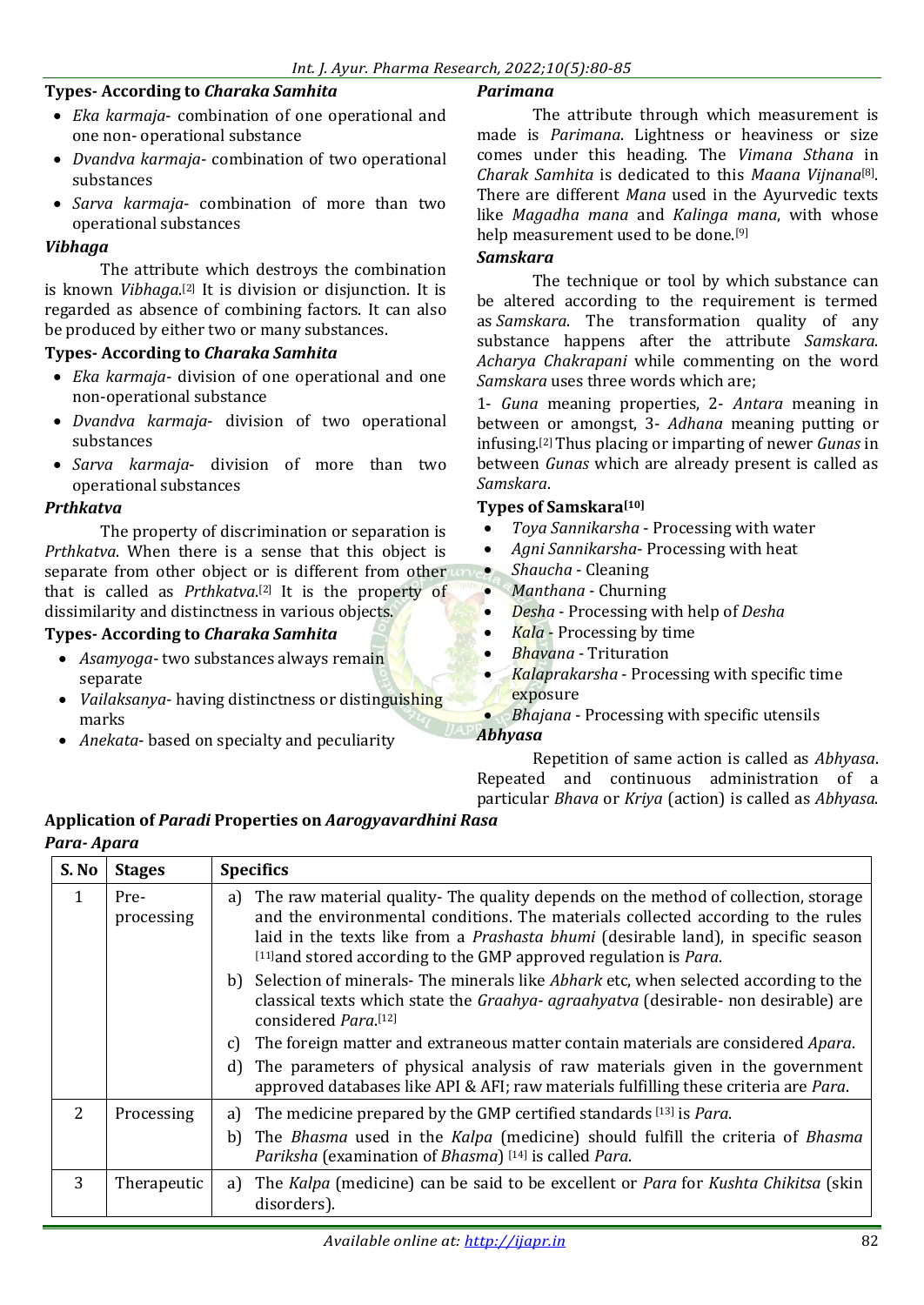**Types- According to *Charaka Samhita***

- *Eka karmaja*- combination of one operational and one non- operational substance
- *Dvandva karmaja*- combination of two operational substances
- *Sarva karmaja*- combination of more than two operational substances

***Vibhaga***

The attribute which destroys the combination is known *Vibhaga*.[2] It is division or disjunction. It is regarded as absence of combining factors. It can also be produced by either two or many substances.

**Types- According to *Charaka Samhita***

- *Eka karmaja*- division of one operational and one non-operational substance
- *Dvandva karmaja*- division of two operational substances
- *Sarva karmaja*- division of more than two operational substances

***Prthkatva***

The property of discrimination or separation is *Prthkatva*. When there is a sense that this object is separate from other object or is different from other that is called as *Prthkatva*.[2] It is the property of dissimilarity and distinctness in various objects.

**Types- According to *Charaka Samhita***

- *Asamyoga*- two substances always remain separate
- *Vailaksanya*- having distinctness or distinguishing marks
- *Anekata*- based on specialty and peculiarity

***Parimana***

The attribute through which measurement is made is *Parimana*. Lightness or heaviness or size comes under this heading. The *Vimana Sthana* in *Charak Samhita* is dedicated to this *Maana Vijnana*[8]. There are different *Mana* used in the Ayurvedic texts like *Magadha mana* and *Kalinga mana*, with whose help measurement used to be done.[9]

***Samskara***

The technique or tool by which substance can be altered according to the requirement is termed as *Samskara*. The transformation quality of any substance happens after the attribute *Samskara*. *Acharya Chakrapani* while commenting on the word *Samskara* uses three words which are;

1- *Guna* meaning properties, 2- *Antara* meaning in between or amongst, 3- *Adhana* meaning putting or infusing.[2] Thus placing or imparting of newer *Gunas* in between *Gunas* which are already present is called as *Samskara*.

**Types of Samskara[10]**

- *Toya Sannikarsha* - Processing with water
- *Agni Sannikarsha*- Processing with heat
- *Shaucha* - Cleaning
- *Manthana* - Churning
- *Desha* - Processing with help of *Desha*
- *Kala* - Processing by time
- *Bhavana* - Trituration
- *Kalaprakarsha* - Processing with specific time exposure
- *Bhajana* - Processing with specific utensils

***Abhyasa***

Repetition of same action is called as *Abhyasa*. Repeated and continuous administration of a particular *Bhava* or *Kriya* (action) is called as *Abhyasa*.

**Application of *Paradi* Properties on *Aarogyavardhini Rasa***

***Para- Apara***

| S. No | Stages | Specifics |
|---|---|---|
| 1 | Pre-processing | a) The raw material quality- The quality depends on the method of collection, storage and the environmental conditions. The materials collected according to the rules laid in the texts like from a *Prashasta bhumi* (desirable land), in specific season [11]and stored according to the GMP approved regulation is *Para*.<br>b) Selection of minerals- The minerals like *Abhark* etc, when selected according to the classical texts which state the *Graahya- agraahyatva* (desirable- non desirable) are considered *Para*.[12]<br>c) The foreign matter and extraneous matter contain materials are considered *Apara*.<br>d) The parameters of physical analysis of raw materials given in the government approved databases like API & AFI; raw materials fulfilling these criteria are *Para*. |
| 2 | Processing | a) The medicine prepared by the GMP certified standards [13] is *Para*.<br>b) The *Bhasma* used in the *Kalpa* (medicine) should fulfill the criteria of *Bhasma Pariksha* (examination of *Bhasma*) [14] is called *Para*. |
| 3 | Therapeutic | a) The *Kalpa* (medicine) can be said to be excellent or *Para* for *Kushta Chikitsa* (skin disorders). |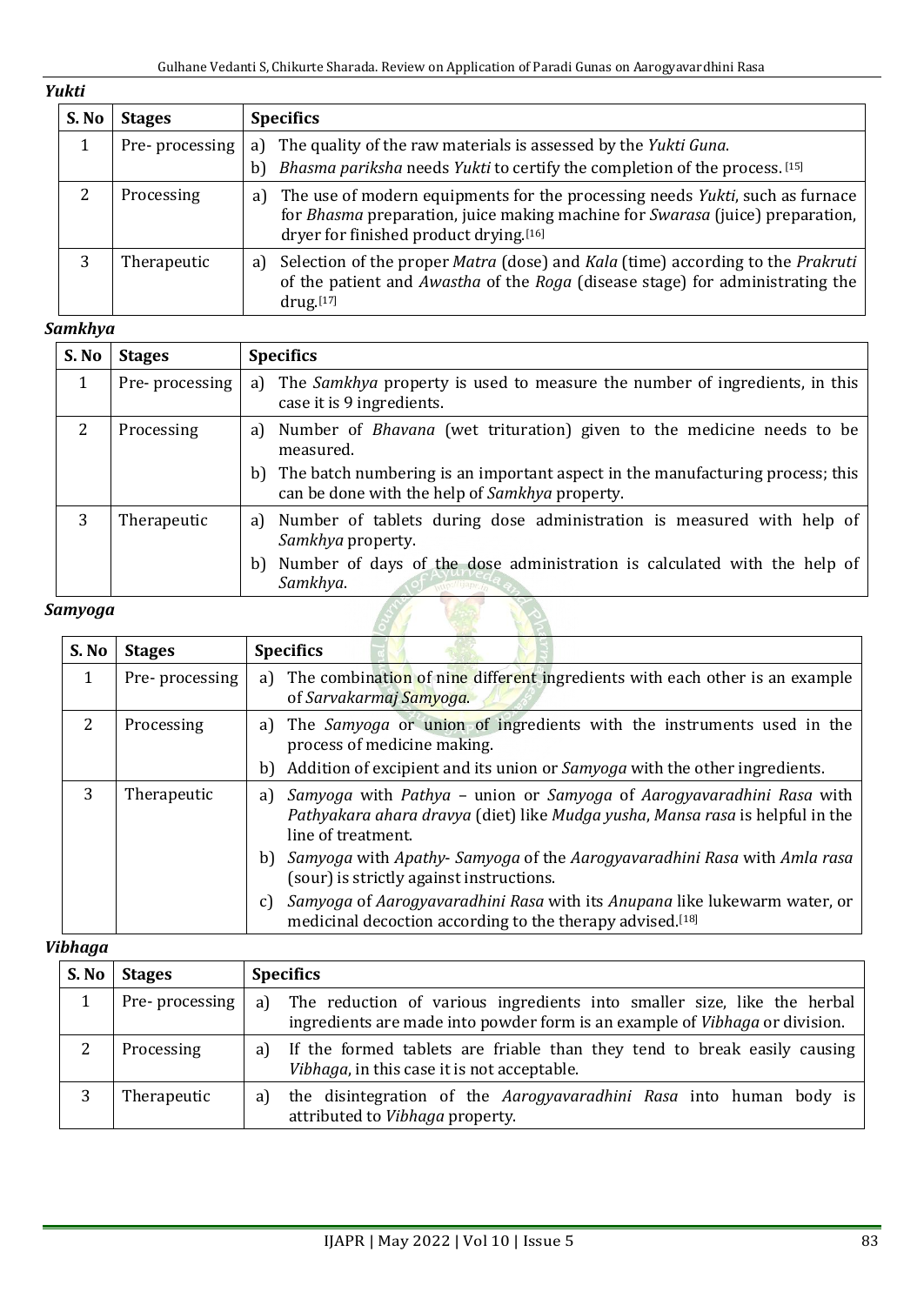***Yukti***

| S. No | Stages | Specifics |
|---|---|---|
| 1 | Pre- processing | a) The quality of the raw materials is assessed by the *Yukti Guna*.<br>b) *Bhasma pariksha* needs *Yukti* to certify the completion of the process. [15] |
| 2 | Processing | a) The use of modern equipments for the processing needs *Yukti*, such as furnace for *Bhasma* preparation, juice making machine for *Swarasa* (juice) preparation, dryer for finished product drying.[16] |
| 3 | Therapeutic | a) Selection of the proper *Matra* (dose) and *Kala* (time) according to the *Prakruti* of the patient and *Awastha* of the *Roga* (disease stage) for administrating the drug.[17] |

***Samkhya***

| S. No | Stages | Specifics |
|---|---|---|
| 1 | Pre- processing | a) The *Samkhya* property is used to measure the number of ingredients, in this case it is 9 ingredients. |
| 2 | Processing | a) Number of *Bhavana* (wet trituration) given to the medicine needs to be measured.<br>b) The batch numbering is an important aspect in the manufacturing process; this can be done with the help of *Samkhya* property. |
| 3 | Therapeutic | a) Number of tablets during dose administration is measured with help of *Samkhya* property.<br>b) Number of days of the dose administration is calculated with the help of *Samkhya*. |

***Samyoga***

| S. No | Stages | Specifics |
|---|---|---|
| 1 | Pre- processing | a) The combination of nine different ingredients with each other is an example of *Sarvakarmaj Samyoga*. |
| 2 | Processing | a) The *Samyoga* or union of ingredients with the instruments used in the process of medicine making.<br>b) Addition of excipient and its union or *Samyoga* with the other ingredients. |
| 3 | Therapeutic | a) *Samyoga* with *Pathya* – union or *Samyoga* of *Aarogyavaradhini Rasa* with *Pathyakara ahara dravya* (diet) like *Mudga yusha*, *Mansa rasa* is helpful in the line of treatment.<br>b) *Samyoga* with *Apathy*- *Samyoga* of the *Aarogyavaradhini Rasa* with *Amla rasa* (sour) is strictly against instructions.<br>c) *Samyoga* of *Aarogyavaradhini Rasa* with its *Anupana* like lukewarm water, or medicinal decoction according to the therapy advised.[18] |

***Vibhaga***

| S. No | Stages | Specifics |
|---|---|---|
| 1 | Pre- processing | a) The reduction of various ingredients into smaller size, like the herbal ingredients are made into powder form is an example of *Vibhaga* or division. |
| 2 | Processing | a) If the formed tablets are friable than they tend to break easily causing *Vibhaga*, in this case it is not acceptable. |
| 3 | Therapeutic | a) the disintegration of the *Aarogyavaradhini Rasa* into human body is attributed to *Vibhaga* property. |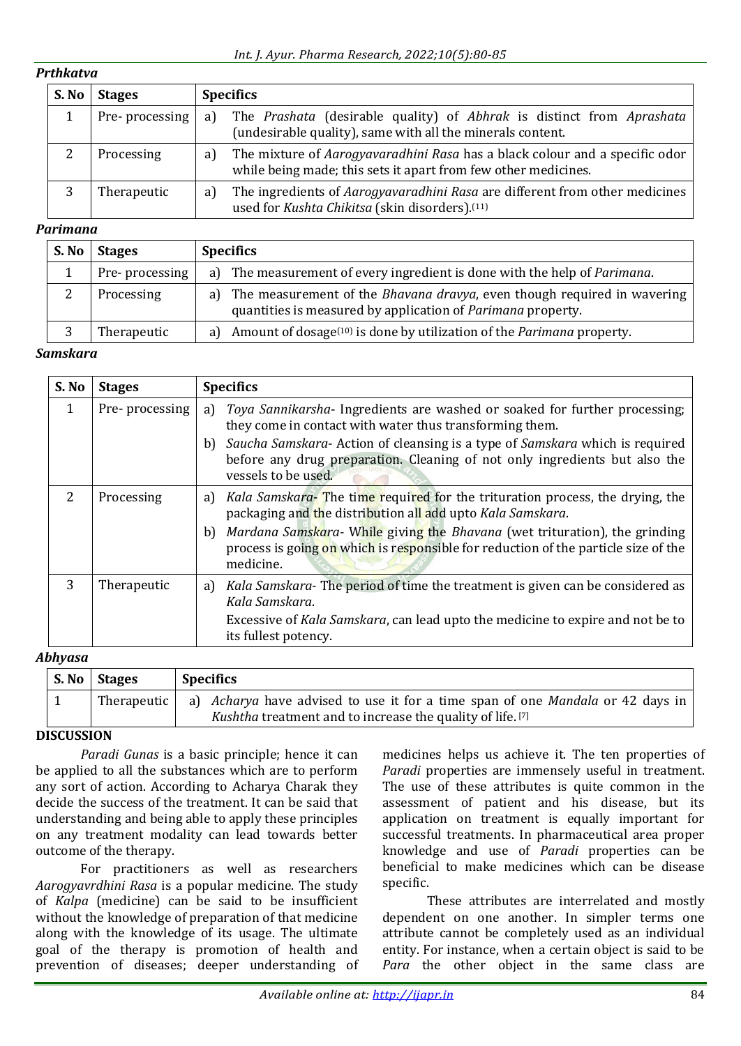***Prthkatva***

| S. No | Stages | Specifics |
|---|---|---|
| 1 | Pre- processing | a) The *Prashata* (desirable quality) of *Abhrak* is distinct from *Aprashata* (undesirable quality), same with all the minerals content. |
| 2 | Processing | a) The mixture of *Aarogyavaradhini Rasa* has a black colour and a specific odor while being made; this sets it apart from few other medicines. |
| 3 | Therapeutic | a) The ingredients of *Aarogyavaradhini Rasa* are different from other medicines used for *Kushta Chikitsa* (skin disorders).[11] |

***Parimana***

| S. No | Stages | Specifics |
|---|---|---|
| 1 | Pre- processing | a) The measurement of every ingredient is done with the help of *Parimana*. |
| 2 | Processing | a) The measurement of the *Bhavana dravya*, even though required in wavering quantities is measured by application of *Parimana* property. |
| 3 | Therapeutic | a) Amount of dosage[10] is done by utilization of the *Parimana* property. |

***Samskara***

| S. No | Stages | Specifics |
|---|---|---|
| 1 | Pre- processing | a) *Toya Sannikarsha*- Ingredients are washed or soaked for further processing; they come in contact with water thus transforming them. <br> b) *Saucha Samskara*- Action of cleansing is a type of *Samskara* which is required before any drug preparation. Cleaning of not only ingredients but also the vessels to be used. |
| 2 | Processing | a) *Kala Samskara*- The time required for the trituration process, the drying, the packaging and the distribution all add upto *Kala Samskara*. <br> b) *Mardana Samskara*- While giving the *Bhavana* (wet trituration), the grinding process is going on which is responsible for reduction of the particle size of the medicine. |
| 3 | Therapeutic | a) *Kala Samskara*- The period of time the treatment is given can be considered as *Kala Samskara*. <br> Excessive of *Kala Samskara*, can lead upto the medicine to expire and not be to its fullest potency. |

***Abhyasa***

| S. No | Stages | Specifics |
|---|---|---|
| 1 | Therapeutic | a) *Acharya* have advised to use it for a time span of one *Mandala* or 42 days in *Kushtha* treatment and to increase the quality of life.[7] |

**DISCUSSION**

*Paradi Gunas* is a basic principle; hence it can be applied to all the substances which are to perform any sort of action. According to Acharya Charak they decide the success of the treatment. It can be said that understanding and being able to apply these principles on any treatment modality can lead towards better outcome of the therapy.

For practitioners as well as researchers *Aarogyavrdhini Rasa* is a popular medicine. The study of *Kalpa* (medicine) can be said to be insufficient without the knowledge of preparation of that medicine along with the knowledge of its usage. The ultimate goal of the therapy is promotion of health and prevention of diseases; deeper understanding of medicines helps us achieve it. The ten properties of *Paradi* properties are immensely useful in treatment. The use of these attributes is quite common in the assessment of patient and his disease, but its application on treatment is equally important for successful treatments. In pharmaceutical area proper knowledge and use of *Paradi* properties can be beneficial to make medicines which can be disease specific.

These attributes are interrelated and mostly dependent on one another. In simpler terms one attribute cannot be completely used as an individual entity. For instance, when a certain object is said to be *Para* the other object in the same class are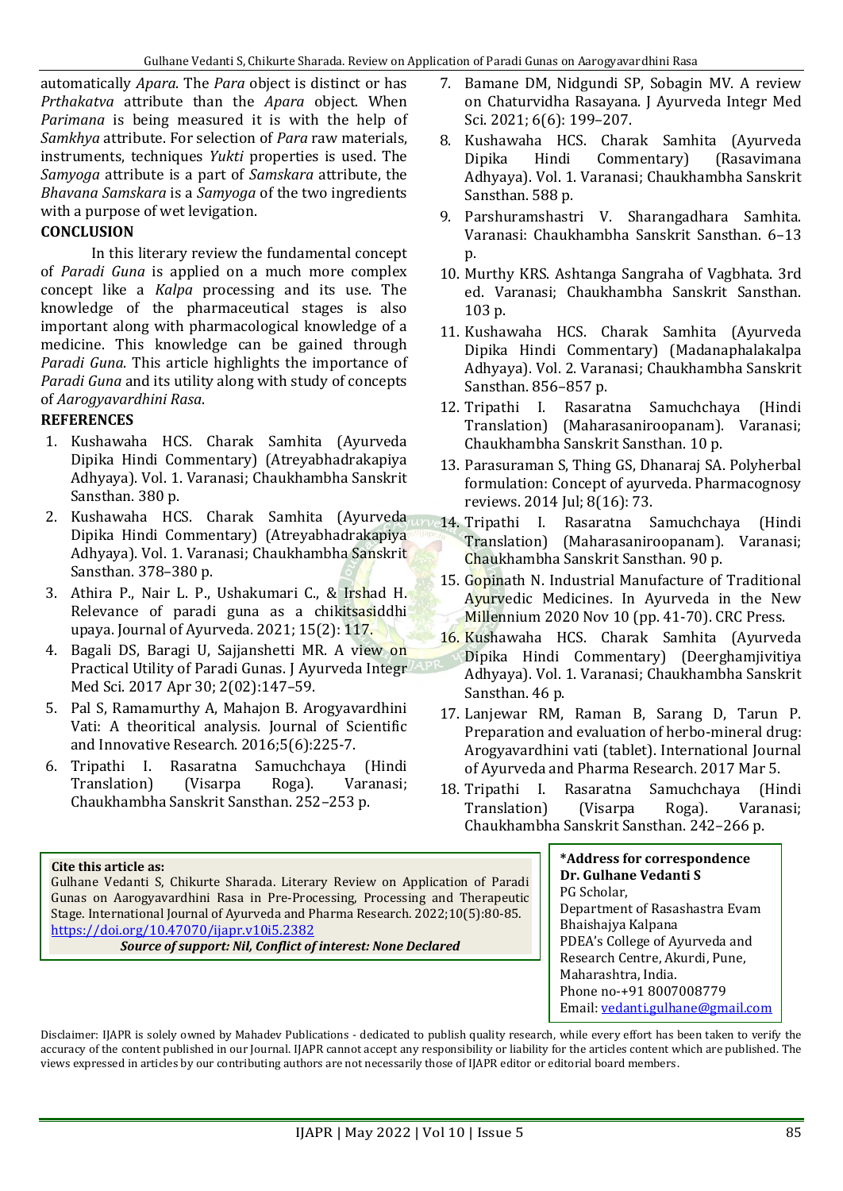automatically *Apara*. The *Para* object is distinct or has *Prthakatva* attribute than the *Apara* object. When *Parimana* is being measured it is with the help of *Samkhya* attribute. For selection of *Para* raw materials, instruments, techniques *Yukti* properties is used. The *Samyoga* attribute is a part of *Samskara* attribute, the *Bhavana Samskara* is a *Samyoga* of the two ingredients with a purpose of wet levigation.

## CONCLUSION

In this literary review the fundamental concept of *Paradi Guna* is applied on a much more complex concept like a *Kalpa* processing and its use. The knowledge of the pharmaceutical stages is also important along with pharmacological knowledge of a medicine. This knowledge can be gained through *Paradi Guna*. This article highlights the importance of *Paradi Guna* and its utility along with study of concepts of *Aarogyavardhini Rasa*.

## REFERENCES

1. Kushawaha HCS. Charak Samhita (Ayurveda Dipika Hindi Commentary) (Atreyabhadrakapiya Adhyaya). Vol. 1. Varanasi; Chaukhambha Sanskrit Sansthan. 380 p.
2. Kushawaha HCS. Charak Samhita (Ayurveda Dipika Hindi Commentary) (Atreyabhadrakapiya Adhyaya). Vol. 1. Varanasi; Chaukhambha Sanskrit Sansthan. 378–380 p.
3. Athira P., Nair L. P., Ushakumari C., & Irshad H. Relevance of paradi guna as a chikitsasiddhi upaya. Journal of Ayurveda. 2021; 15(2): 117.
4. Bagali DS, Baragi U, Sajjanshetti MR. A view on Practical Utility of Paradi Gunas. J Ayurveda Integr Med Sci. 2017 Apr 30; 2(02):147–59.
5. Pal S, Ramamurthy A, Mahajon B. Arogyavardhini Vati: A theoritical analysis. Journal of Scientific and Innovative Research. 2016;5(6):225-7.
6. Tripathi I. Rasaratna Samuchchaya (Hindi Translation) (Visarpa Roga). Varanasi; Chaukhambha Sanskrit Sansthan. 252–253 p.
7. Bamane DM, Nidgundi SP, Sobagin MV. A review on Chaturvidha Rasayana. J Ayurveda Integr Med Sci. 2021; 6(6): 199–207.
8. Kushawaha HCS. Charak Samhita (Ayurveda Dipika Hindi Commentary) (Rasavimana Adhyaya). Vol. 1. Varanasi; Chaukhambha Sanskrit Sansthan. 588 p.
9. Parshuramshastri V. Sharangadhara Samhita. Varanasi: Chaukhambha Sanskrit Sansthan. 6–13 p.
10. Murthy KRS. Ashtanga Sangraha of Vagbhata. 3rd ed. Varanasi; Chaukhambha Sanskrit Sansthan. 103 p.
11. Kushawaha HCS. Charak Samhita (Ayurveda Dipika Hindi Commentary) (Madanaphalakalpa Adhyaya). Vol. 2. Varanasi; Chaukhambha Sanskrit Sansthan. 856–857 p.
12. Tripathi I. Rasaratna Samuchchaya (Hindi Translation) (Maharasaniroopanam). Varanasi; Chaukhambha Sanskrit Sansthan. 10 p.
13. Parasuraman S, Thing GS, Dhanaraj SA. Polyherbal formulation: Concept of ayurveda. Pharmacognosy reviews. 2014 Jul; 8(16): 73.
14. Tripathi I. Rasaratna Samuchchaya (Hindi Translation) (Maharasaniroopanam). Varanasi; Chaukhambha Sanskrit Sansthan. 90 p.
15. Gopinath N. Industrial Manufacture of Traditional Ayurvedic Medicines. In Ayurveda in the New Millennium 2020 Nov 10 (pp. 41-70). CRC Press.
16. Kushawaha HCS. Charak Samhita (Ayurveda Dipika Hindi Commentary) (Deerghamjivitiya Adhyaya). Vol. 1. Varanasi; Chaukhambha Sanskrit Sansthan. 46 p.
17. Lanjewar RM, Raman B, Sarang D, Tarun P. Preparation and evaluation of herbo-mineral drug: Arogyavardhini vati (tablet). International Journal of Ayurveda and Pharma Research. 2017 Mar 5.
18. Tripathi I. Rasaratna Samuchchaya (Hindi Translation) (Visarpa Roga). Varanasi; Chaukhambha Sanskrit Sansthan. 242–266 p.

**Cite this article as:**
Gulhane Vedanti S, Chikurte Sharada. Literary Review on Application of Paradi Gunas on Aarogyavardhini Rasa in Pre-Processing, Processing and Therapeutic Stage. International Journal of Ayurveda and Pharma Research. 2022;10(5):80-85.
https://doi.org/10.47070/ijapr.v10i5.2382
***Source of support: Nil, Conflict of interest: None Declared***

**\*Address for correspondence**
**Dr. Gulhane Vedanti S**
PG Scholar,
Department of Rasashastra Evam Bhaishajya Kalpana
PDEA's College of Ayurveda and Research Centre, Akurdi, Pune, Maharashtra, India.
Phone no-+91 8007008779
Email: vedanti.gulhane@gmail.com

Disclaimer: IJAPR is solely owned by Mahadev Publications - dedicated to publish quality research, while every effort has been taken to verify the accuracy of the content published in our Journal. IJAPR cannot accept any responsibility or liability for the articles content which are published. The views expressed in articles by our contributing authors are not necessarily those of IJAPR editor or editorial board members.